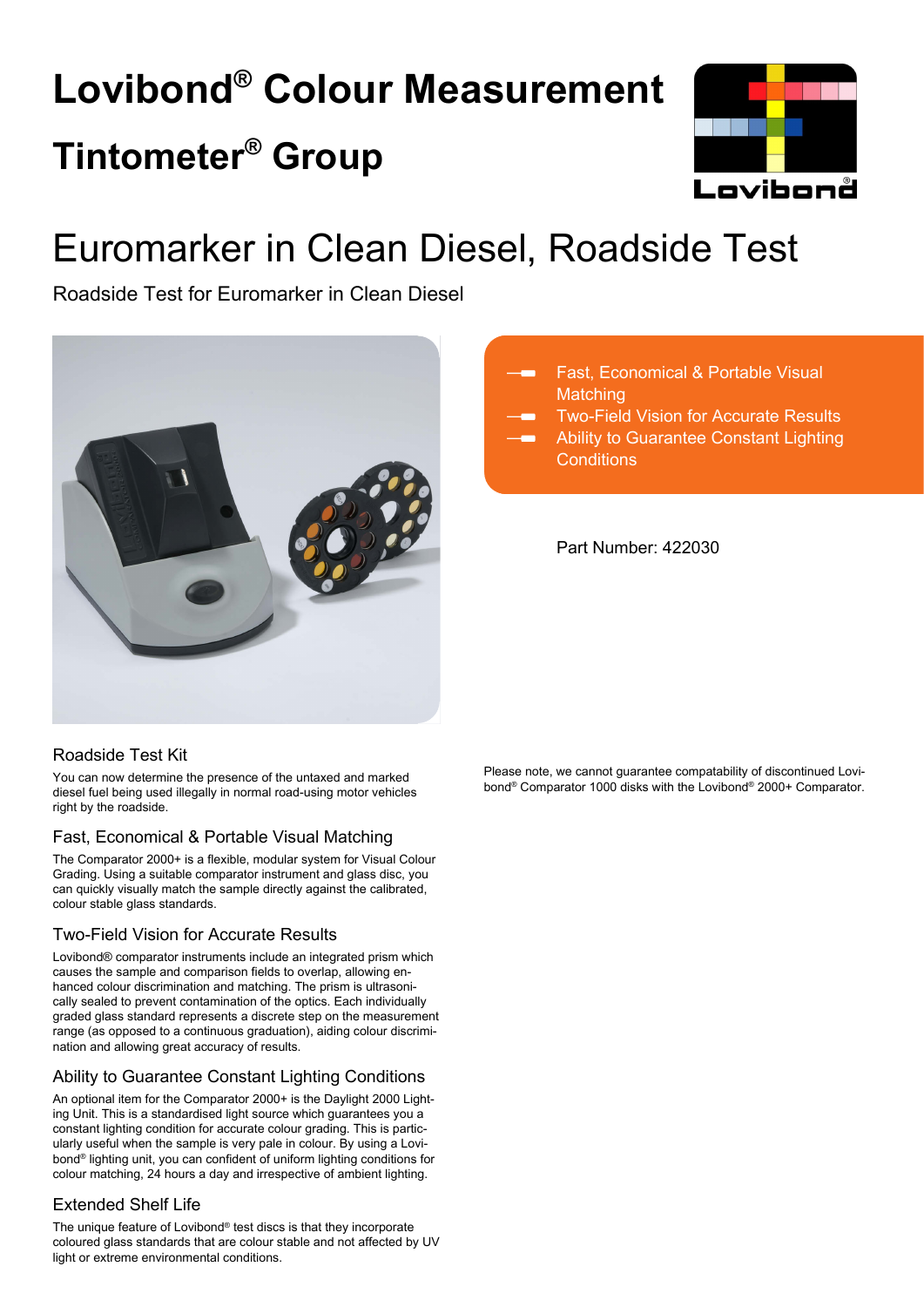# Lovibond® Colour Measurement

# Tintometer® Group

# Euromarker in Clean Diesel, Roadside Test

Roadside Test for Euromarker in Clean Diesel

- Fast, Economical & Portable Visual Matching
- Two-Field Vision for Accurate Results
- Ability to Guarantee Constant Lighting Conditions

Part Number: 422030

## Roadside Test Kit

You can now determine the presence of the untaxed and marked diesel fuel being used illegally in normal road-using motor vehicles right by the roadside.

## Fast, Economical & Portable Visual Matching

The Comparator 2000+ is a flexible, modular system for Visual Colour Grading. Using a suitable comparator instrument and glass disc, you can quickly visually match the sample directly against the calibrated, colour stable glass standards.

## Two-Field Vision for Accurate Results

Lovibond® comparator instruments include an integrated prism which causes the sample and comparison fields to overlap, allowing enhanced colour discrimination and matching. The prism is ultrasonically sealed to prevent contamination of the optics. Each individually graded glass standard represents a discrete step on the measurement range (as opposed to a continuous graduation), aiding colour discrimination and allowing great accuracy of results.

## Ability to Guarantee Constant Lighting Conditions

An optional item for the Comparator 2000+ is the Daylight 2000 Lighting Unit. This is a standardised light source which guarantees you a constant lighting condition for accurate colour grading. This is particularly useful when the sample is very pale in colour. By using a Lovibond® lighting unit, you can confident of uniform lighting conditions for colour matching, 24 hours a day and irrespective of ambient lighting.

## Extended Shelf Life

The unique feature of Lovibond® test discs is that they incorporate coloured glass standards that are colour stable and not affected by UV light or extreme environmental conditions.

Please note, we cannot guarantee compatability of discontinued Lovibond® Comparator 1000 disks with the Lovibond® 2000+ Comparator.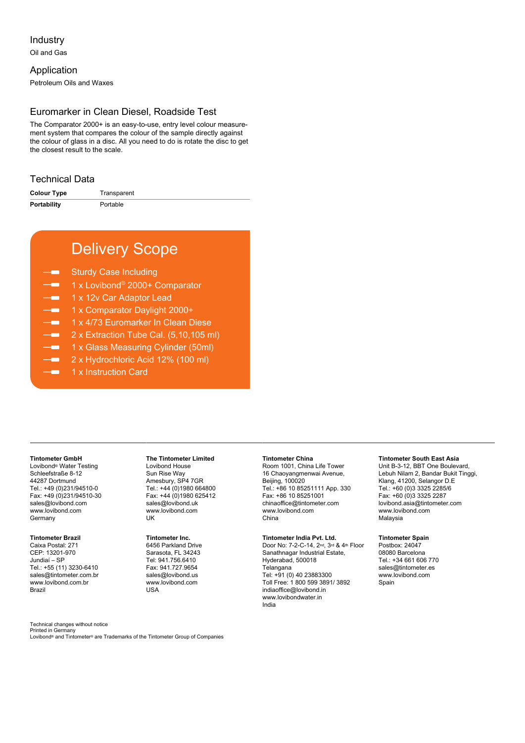## Industry

Oil and Gas

## Application

Petroleum Oils and Waxes

## Euromarker in Clean Diesel, Roadside Test

The Comparator 2000+ is an easy-to-use, entry level colour measurement system that compares the colour of the sample directly against the colour of glass in a disc. All you need to do is rotate the disc to get the closest result to the scale.

## Technical Data

| | |
|---|---|
| **Colour Type** | Transparent |
| **Portability** | Portable |

## Delivery Scope

- Sturdy Case Including
- 1 x Lovibond® 2000+ Comparator
- 1 x 12v Car Adaptor Lead
- 1 x Comparator Daylight 2000+
- 1 x 4/73 Euromarker In Clean Diese
- 2 x Extraction Tube Cal. (5,10,105 ml)
- 1 x Glass Measuring Cylinder (50ml)
- 2 x Hydrochloric Acid 12% (100 ml)
- 1 x Instruction Card

**Tintometer GmbH**
Lovibond® Water Testing
Schleefstraße 8-12
44287 Dortmund
Tel.: +49 (0)231/94510-0
Fax: +49 (0)231/94510-30
sales@lovibond.com
www.lovibond.com
Germany

**The Tintometer Limited**
Lovibond House
Sun Rise Way
Amesbury, SP4 7GR
Tel.: +44 (0)1980 664800
Fax: +44 (0)1980 625412
sales@lovibond.uk
www.lovibond.com
UK

**Tintometer China**
Room 1001, China Life Tower
16 Chaoyangmenwai Avenue,
Beijing, 100020
Tel.: +86 10 85251111 App. 330
Fax: +86 10 85251001
chinaoffice@tintometer.com
www.lovibond.com
China

**Tintometer South East Asia**
Unit B-3-12, BBT One Boulevard,
Lebuh Nilam 2, Bandar Bukit Tinggi,
Klang, 41200, Selangor D.E
Tel.: +60 (0)3 3325 2285/6
Fax: +60 (0)3 3325 2287
lovibond.asia@tintometer.com
www.lovibond.com
Malaysia

**Tintometer Brazil**
Caixa Postal: 271
CEP: 13201-970
Jundiaí – SP
Tel.: +55 (11) 3230-6410
sales@tintometer.com.br
www.lovibond.com.br
Brazil

**Tintometer Inc.**
6456 Parkland Drive
Sarasota, FL 34243
Tel: 941.756.6410
Fax: 941.727.9654
sales@lovibond.us
www.lovibond.com
USA

**Tintometer India Pvt. Ltd.**
Door No: 7-2-C-14, 2nd, 3rd & 4th Floor
Sanathnagar Industrial Estate,
Hyderabad, 500018
Telangana
Tel: +91 (0) 40 23883300
Toll Free: 1 800 599 3891/ 3892
indiaoffice@lovibond.in
www.lovibondwater.in
India

**Tintometer Spain**
Postbox: 24047
08080 Barcelona
Tel.: +34 661 606 770
sales@tintometer.es
www.lovibond.com
Spain

Technical changes without notice
Printed in Germany
Lovibond® and Tintometer® are Trademarks of the Tintometer Group of Companies